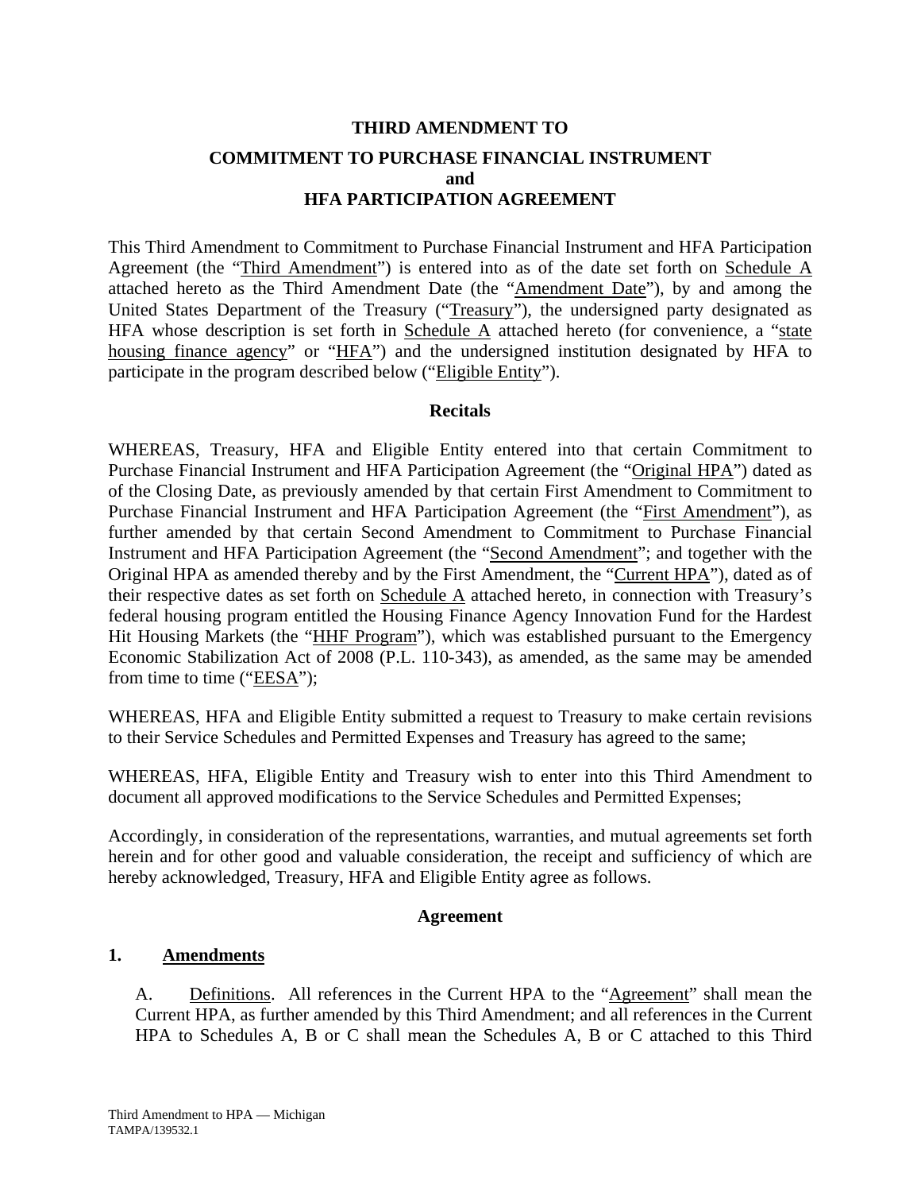**THIRD AMENDMENT TO**

**COMMITMENT TO PURCHASE FINANCIAL INSTRUMENT and HFA PARTICIPATION AGREEMENT**

This Third Amendment to Commitment to Purchase Financial Instrument and HFA Participation Agreement (the "Third Amendment") is entered into as of the date set forth on Schedule A attached hereto as the Third Amendment Date (the "Amendment Date"), by and among the United States Department of the Treasury ("Treasury"), the undersigned party designated as HFA whose description is set forth in Schedule A attached hereto (for convenience, a "state housing finance agency" or "HFA") and the undersigned institution designated by HFA to participate in the program described below ("Eligible Entity").

**Recitals**

WHEREAS, Treasury, HFA and Eligible Entity entered into that certain Commitment to Purchase Financial Instrument and HFA Participation Agreement (the "Original HPA") dated as of the Closing Date, as previously amended by that certain First Amendment to Commitment to Purchase Financial Instrument and HFA Participation Agreement (the "First Amendment"), as further amended by that certain Second Amendment to Commitment to Purchase Financial Instrument and HFA Participation Agreement (the "Second Amendment"; and together with the Original HPA as amended thereby and by the First Amendment, the "Current HPA"), dated as of their respective dates as set forth on Schedule A attached hereto, in connection with Treasury's federal housing program entitled the Housing Finance Agency Innovation Fund for the Hardest Hit Housing Markets (the "HHF Program"), which was established pursuant to the Emergency Economic Stabilization Act of 2008 (P.L. 110-343), as amended, as the same may be amended from time to time ("EESA");

WHEREAS, HFA and Eligible Entity submitted a request to Treasury to make certain revisions to their Service Schedules and Permitted Expenses and Treasury has agreed to the same;

WHEREAS, HFA, Eligible Entity and Treasury wish to enter into this Third Amendment to document all approved modifications to the Service Schedules and Permitted Expenses;

Accordingly, in consideration of the representations, warranties, and mutual agreements set forth herein and for other good and valuable consideration, the receipt and sufficiency of which are hereby acknowledged, Treasury, HFA and Eligible Entity agree as follows.

**Agreement**

**1. Amendments**

A. Definitions. All references in the Current HPA to the "Agreement" shall mean the Current HPA, as further amended by this Third Amendment; and all references in the Current HPA to Schedules A, B or C shall mean the Schedules A, B or C attached to this Third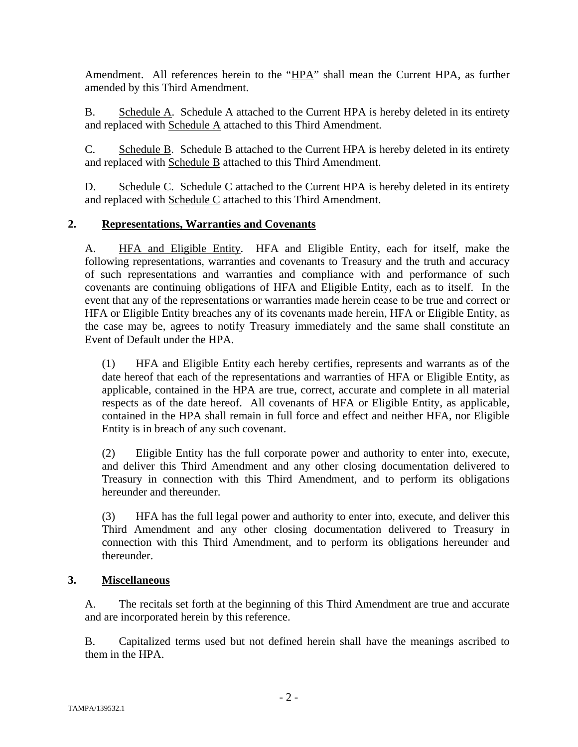Amendment. All references herein to the "HPA" shall mean the Current HPA, as further amended by this Third Amendment.

B. Schedule A. Schedule A attached to the Current HPA is hereby deleted in its entirety and replaced with Schedule A attached to this Third Amendment.

C. Schedule B. Schedule B attached to the Current HPA is hereby deleted in its entirety and replaced with Schedule B attached to this Third Amendment.

D. Schedule C. Schedule C attached to the Current HPA is hereby deleted in its entirety and replaced with Schedule C attached to this Third Amendment.

## 2. Representations, Warranties and Covenants

A. HFA and Eligible Entity. HFA and Eligible Entity, each for itself, make the following representations, warranties and covenants to Treasury and the truth and accuracy of such representations and warranties and compliance with and performance of such covenants are continuing obligations of HFA and Eligible Entity, each as to itself. In the event that any of the representations or warranties made herein cease to be true and correct or HFA or Eligible Entity breaches any of its covenants made herein, HFA or Eligible Entity, as the case may be, agrees to notify Treasury immediately and the same shall constitute an Event of Default under the HPA.

(1) HFA and Eligible Entity each hereby certifies, represents and warrants as of the date hereof that each of the representations and warranties of HFA or Eligible Entity, as applicable, contained in the HPA are true, correct, accurate and complete in all material respects as of the date hereof. All covenants of HFA or Eligible Entity, as applicable, contained in the HPA shall remain in full force and effect and neither HFA, nor Eligible Entity is in breach of any such covenant.

(2) Eligible Entity has the full corporate power and authority to enter into, execute, and deliver this Third Amendment and any other closing documentation delivered to Treasury in connection with this Third Amendment, and to perform its obligations hereunder and thereunder.

(3) HFA has the full legal power and authority to enter into, execute, and deliver this Third Amendment and any other closing documentation delivered to Treasury in connection with this Third Amendment, and to perform its obligations hereunder and thereunder.

## 3. Miscellaneous

A. The recitals set forth at the beginning of this Third Amendment are true and accurate and are incorporated herein by this reference.

B. Capitalized terms used but not defined herein shall have the meanings ascribed to them in the HPA.

TAMPA/139532.1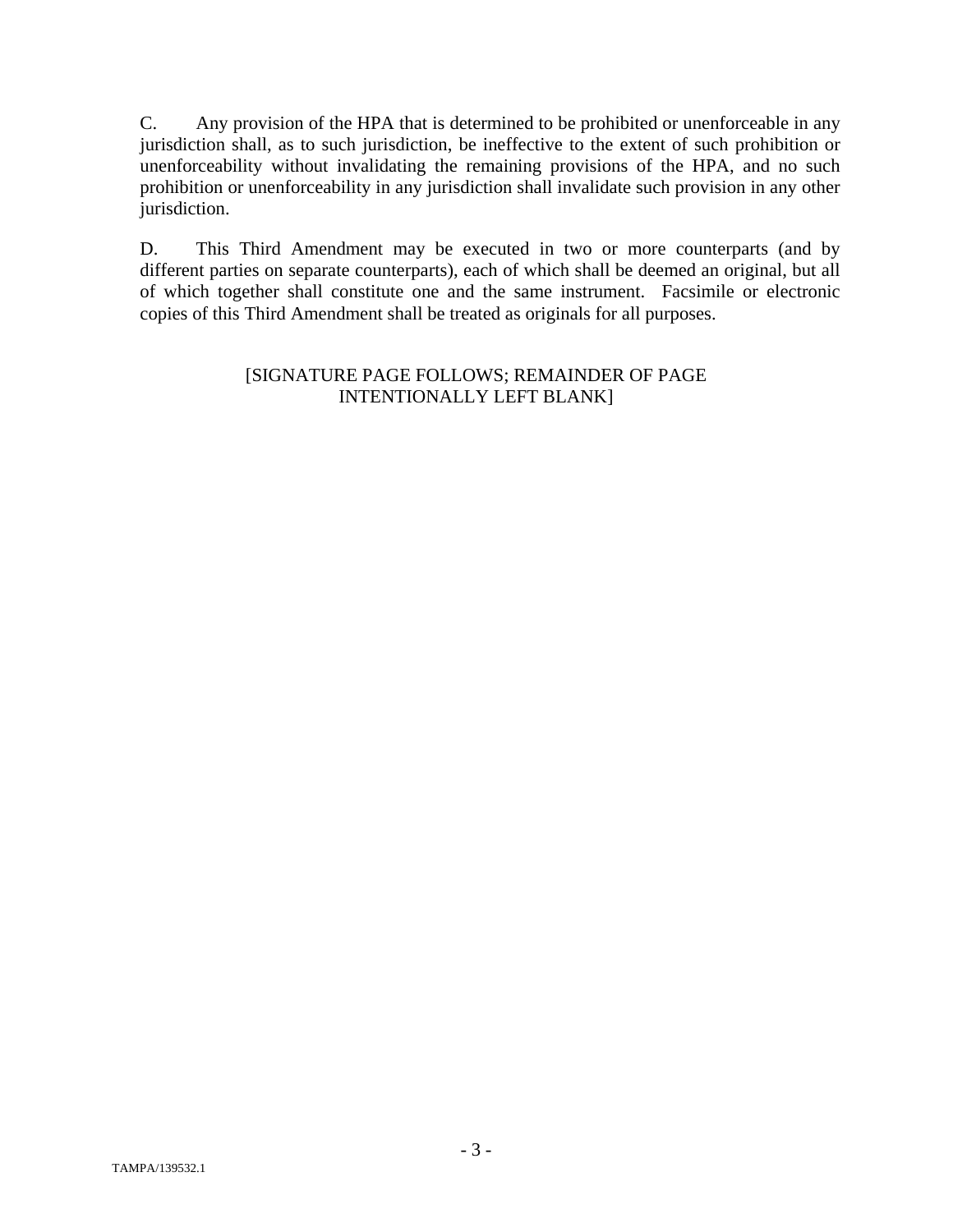C. Any provision of the HPA that is determined to be prohibited or unenforceable in any jurisdiction shall, as to such jurisdiction, be ineffective to the extent of such prohibition or unenforceability without invalidating the remaining provisions of the HPA, and no such prohibition or unenforceability in any jurisdiction shall invalidate such provision in any other jurisdiction.

D. This Third Amendment may be executed in two or more counterparts (and by different parties on separate counterparts), each of which shall be deemed an original, but all of which together shall constitute one and the same instrument. Facsimile or electronic copies of this Third Amendment shall be treated as originals for all purposes.

[SIGNATURE PAGE FOLLOWS; REMAINDER OF PAGE INTENTIONALLY LEFT BLANK]

TAMPA/139532.1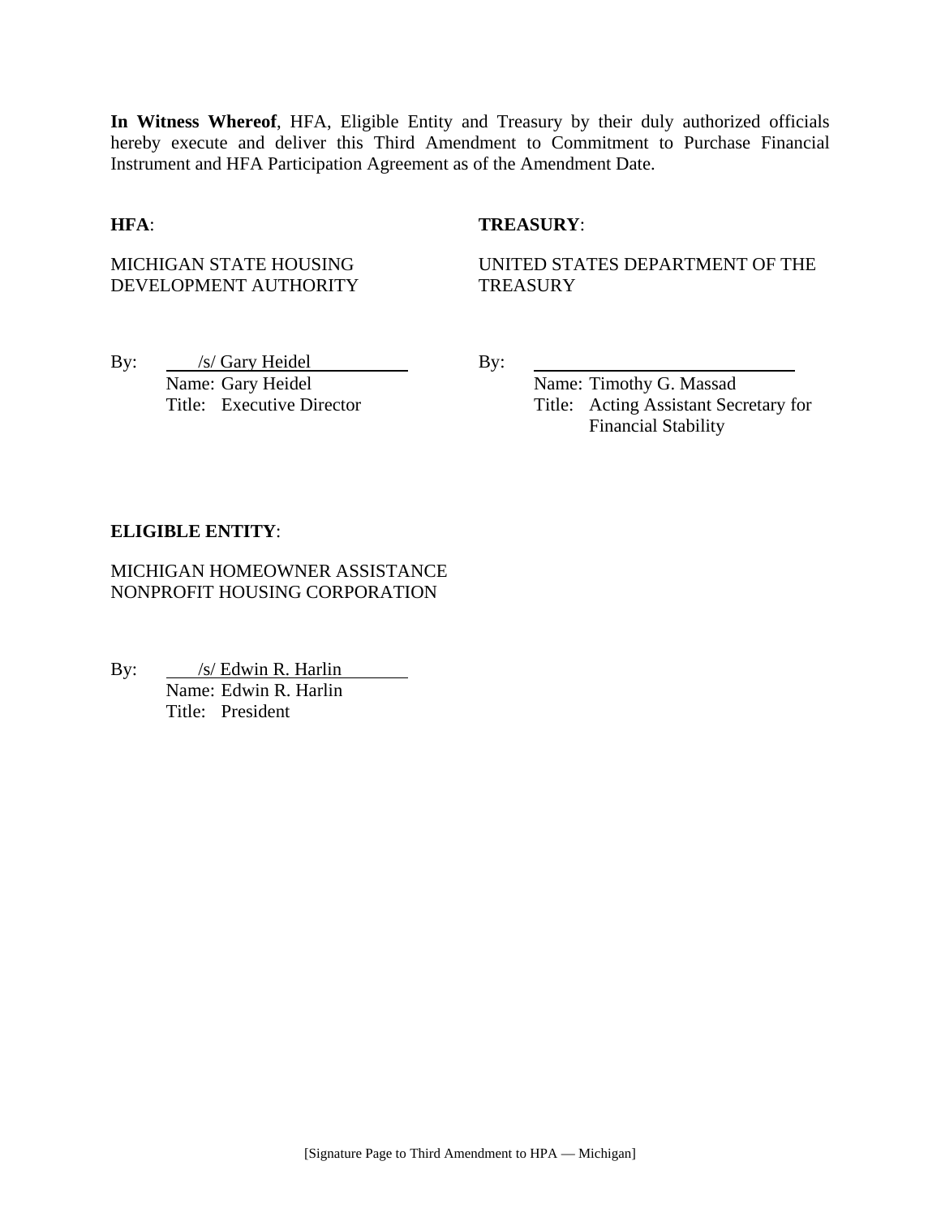**In Witness Whereof**, HFA, Eligible Entity and Treasury by their duly authorized officials hereby execute and deliver this Third Amendment to Commitment to Purchase Financial Instrument and HFA Participation Agreement as of the Amendment Date.

**HFA**:

MICHIGAN STATE HOUSING DEVELOPMENT AUTHORITY

By: /s/ Gary Heidel
Name: Gary Heidel
Title: Executive Director

**TREASURY**:

UNITED STATES DEPARTMENT OF THE TREASURY

By: ______________________________
Name: Timothy G. Massad
Title: Acting Assistant Secretary for Financial Stability

**ELIGIBLE ENTITY**:

MICHIGAN HOMEOWNER ASSISTANCE NONPROFIT HOUSING CORPORATION

By: /s/ Edwin R. Harlin
Name: Edwin R. Harlin
Title: President

[Signature Page to Third Amendment to HPA — Michigan]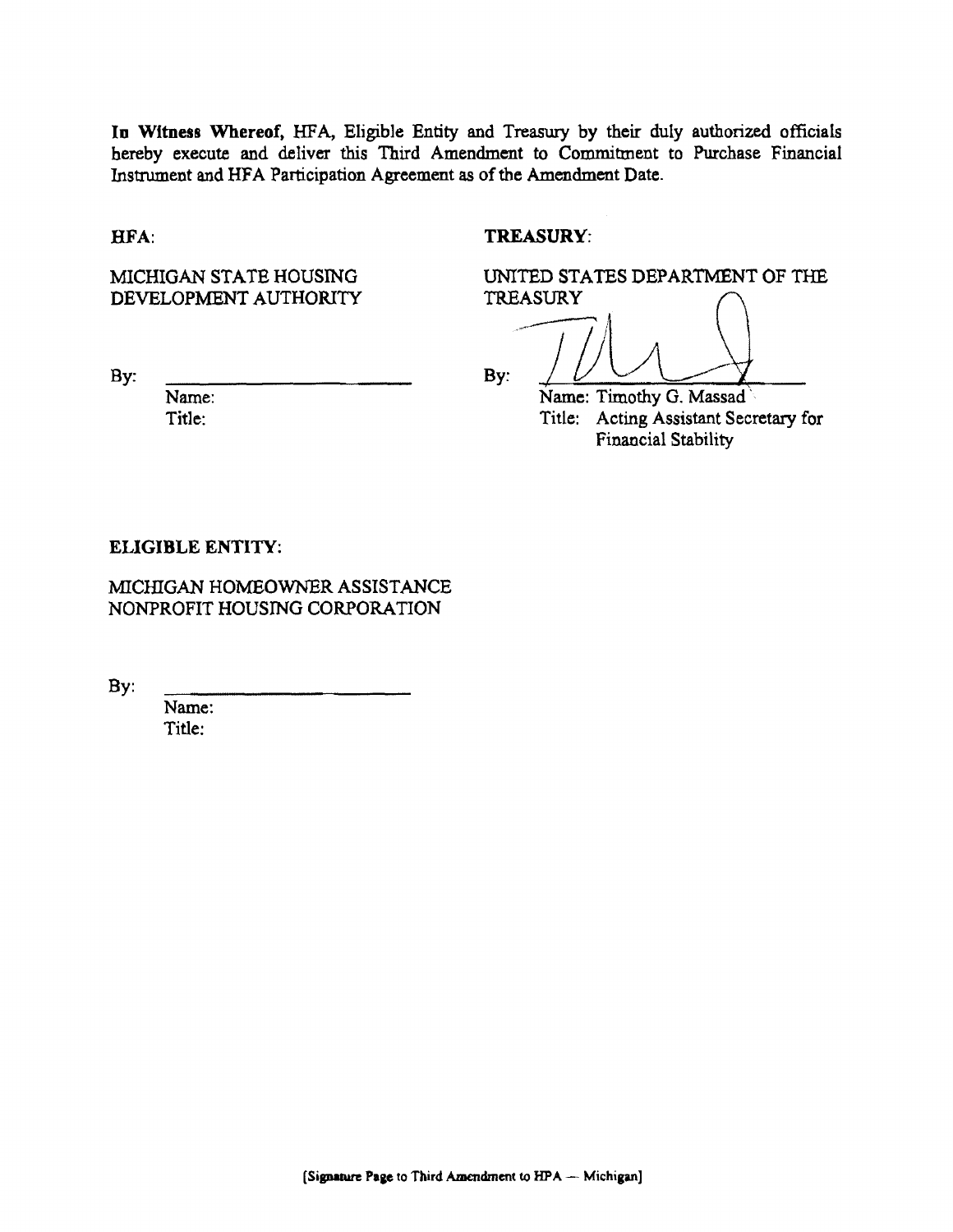**In Witness Whereof,** HFA, Eligible Entity and Treasury by their duly authorized officials hereby execute and deliver this Third Amendment to Commitment to Purchase Financial Instrument and HFA Participation Agreement as of the Amendment Date.

**HFA:**

MICHIGAN STATE HOUSING DEVELOPMENT AUTHORITY

By: \_\_\_\_\_\_\_\_\_\_\_\_\_\_\_\_\_\_\_\_\_\_\_\_

Name:

Title:

**TREASURY:**

UNITED STATES DEPARTMENT OF THE TREASURY

By: \_\_\_\_\_\_\_\_\_\_\_\_\_\_\_\_\_\_\_\_\_\_\_\_

Name: Timothy G. Massad

Title: Acting Assistant Secretary for Financial Stability

**ELIGIBLE ENTITY:**

MICHIGAN HOMEOWNER ASSISTANCE NONPROFIT HOUSING CORPORATION

By: \_\_\_\_\_\_\_\_\_\_\_\_\_\_\_\_\_\_\_\_\_\_\_\_

Name:

Title:

[Signature Page to Third Amendment to HPA — Michigan]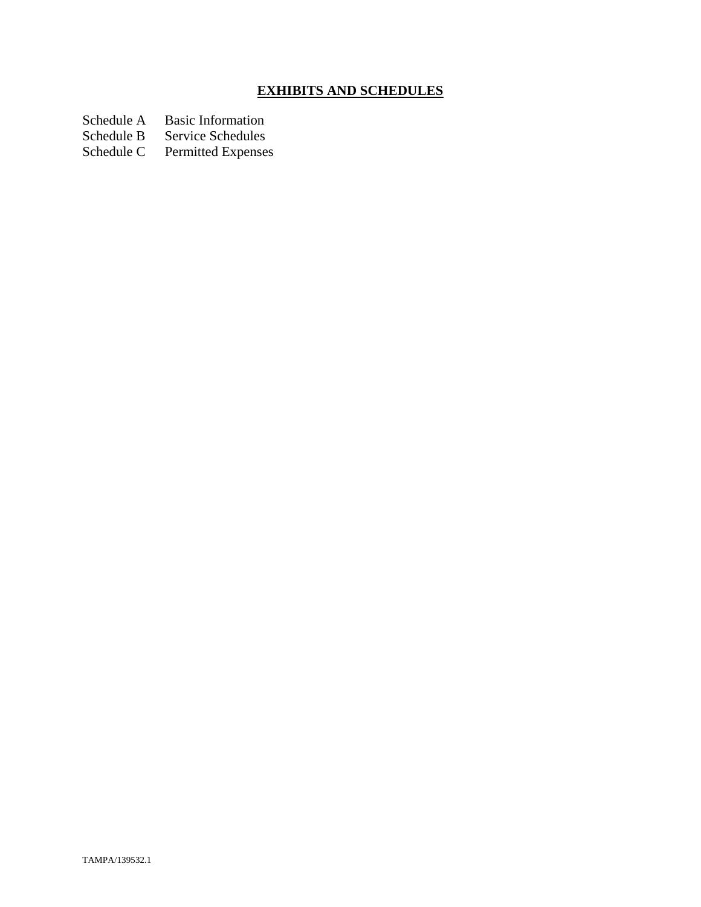## **EXHIBITS AND SCHEDULES**

Schedule A Basic Information
Schedule B Service Schedules
Schedule C Permitted Expenses

TAMPA/139532.1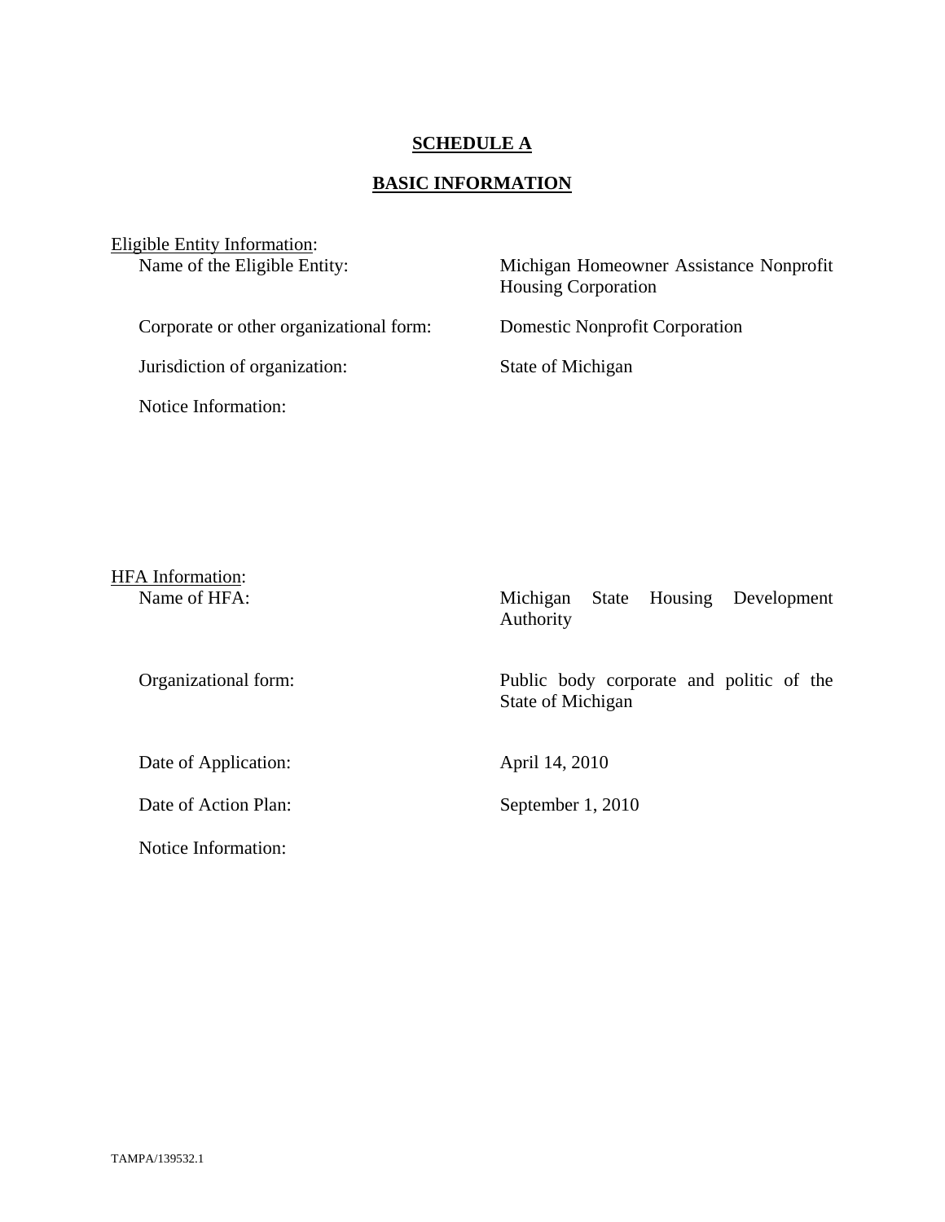# SCHEDULE A

## BASIC INFORMATION

Eligible Entity Information:

| | |
|---|---|
| Name of the Eligible Entity: | Michigan Homeowner Assistance Nonprofit Housing Corporation |
| Corporate or other organizational form: | Domestic Nonprofit Corporation |
| Jurisdiction of organization: | State of Michigan |
| Notice Information: | |

HFA Information:

| | |
|---|---|
| Name of HFA: | Michigan State Housing Development Authority |
| Organizational form: | Public body corporate and politic of the State of Michigan |
| Date of Application: | April 14, 2010 |
| Date of Action Plan: | September 1, 2010 |
| Notice Information: | |

TAMPA/139532.1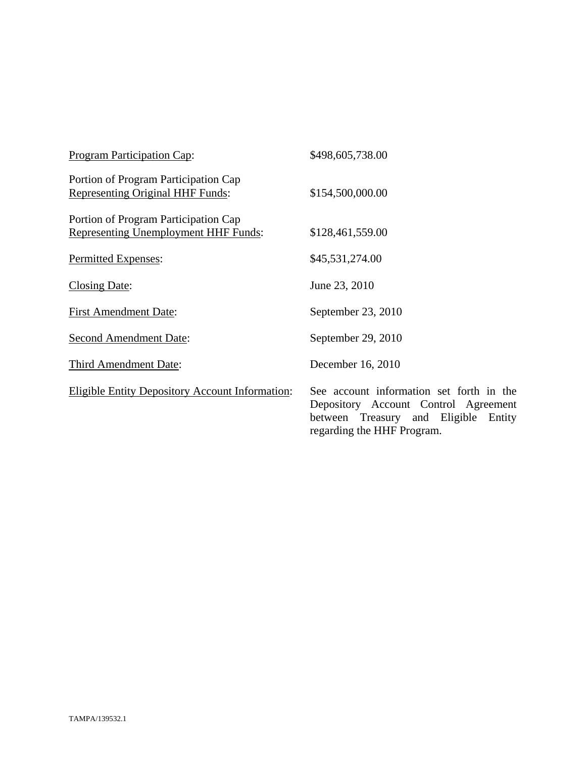| | |
|---|---|
| Program Participation Cap: | $498,605,738.00 |
| Portion of Program Participation Cap Representing Original HHF Funds: | $154,500,000.00 |
| Portion of Program Participation Cap Representing Unemployment HHF Funds: | $128,461,559.00 |
| Permitted Expenses: | $45,531,274.00 |
| Closing Date: | June 23, 2010 |
| First Amendment Date: | September 23, 2010 |
| Second Amendment Date: | September 29, 2010 |
| Third Amendment Date: | December 16, 2010 |
| Eligible Entity Depository Account Information: | See account information set forth in the Depository Account Control Agreement between Treasury and Eligible Entity regarding the HHF Program. |

TAMPA/139532.1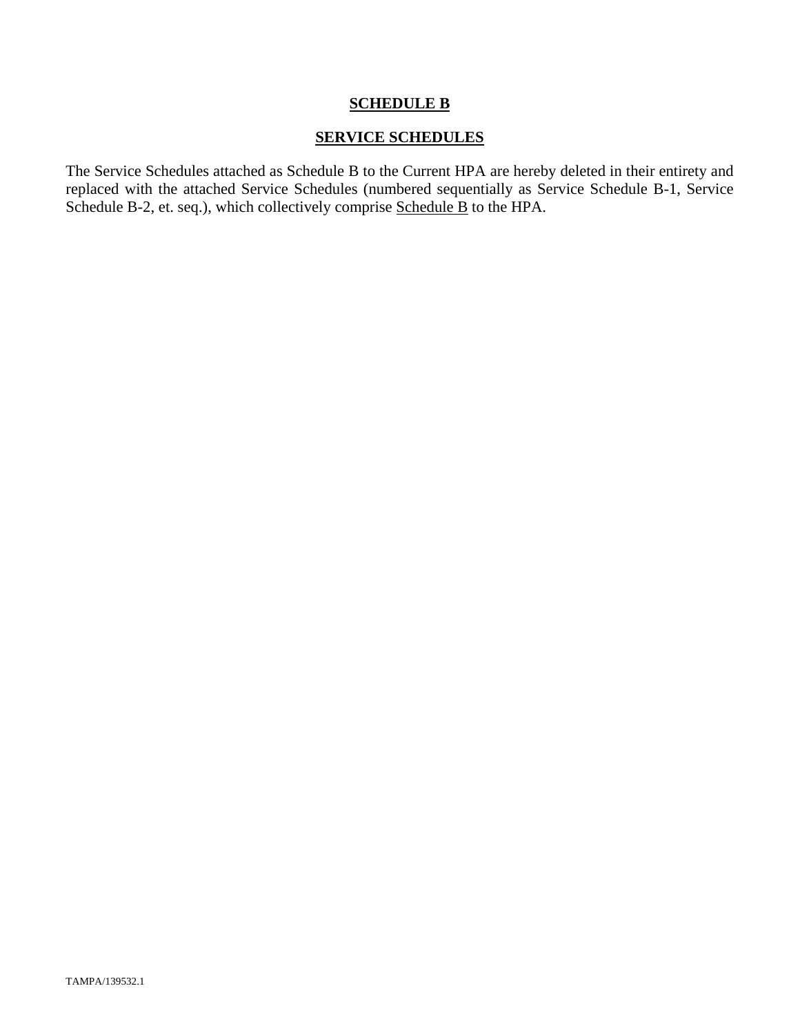# **SCHEDULE B**

## **SERVICE SCHEDULES**

The Service Schedules attached as Schedule B to the Current HPA are hereby deleted in their entirety and replaced with the attached Service Schedules (numbered sequentially as Service Schedule B-1, Service Schedule B-2, et. seq.), which collectively comprise Schedule B to the HPA.

TAMPA/139532.1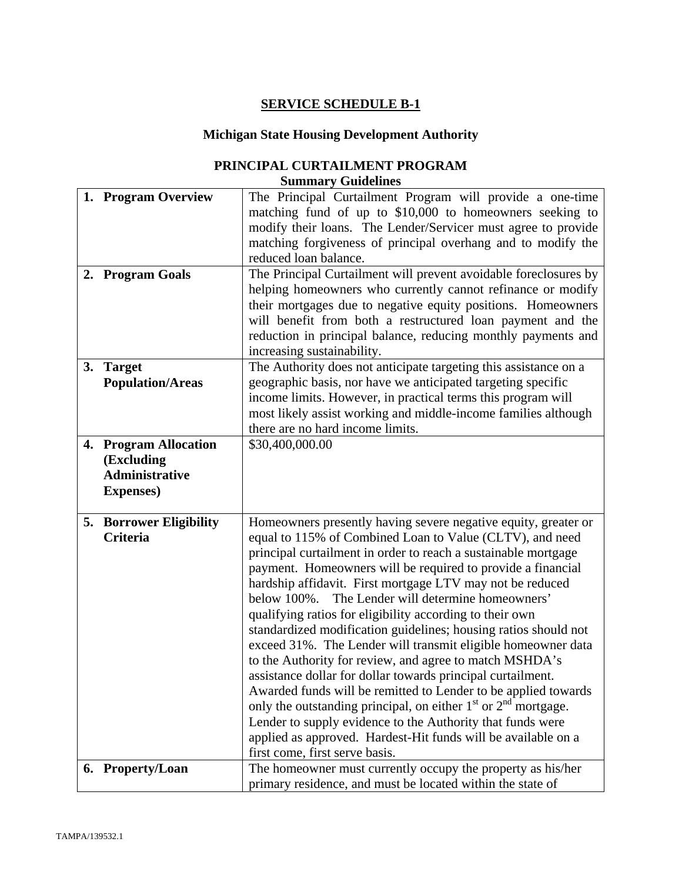## SERVICE SCHEDULE B-1

### Michigan State Housing Development Authority

### PRINCIPAL CURTAILMENT PROGRAM
**Summary Guidelines**

| | |
|---|---|
| **1. Program Overview** | The Principal Curtailment Program will provide a one-time matching fund of up to $10,000 to homeowners seeking to modify their loans. The Lender/Servicer must agree to provide matching forgiveness of principal overhang and to modify the reduced loan balance. |
| **2. Program Goals** | The Principal Curtailment will prevent avoidable foreclosures by helping homeowners who currently cannot refinance or modify their mortgages due to negative equity positions. Homeowners will benefit from both a restructured loan payment and the reduction in principal balance, reducing monthly payments and increasing sustainability. |
| **3. Target Population/Areas** | The Authority does not anticipate targeting this assistance on a geographic basis, nor have we anticipated targeting specific income limits. However, in practical terms this program will most likely assist working and middle-income families although there are no hard income limits. |
| **4. Program Allocation (Excluding Administrative Expenses)** | $30,400,000.00 |
| **5. Borrower Eligibility Criteria** | Homeowners presently having severe negative equity, greater or equal to 115% of Combined Loan to Value (CLTV), and need principal curtailment in order to reach a sustainable mortgage payment. Homeowners will be required to provide a financial hardship affidavit. First mortgage LTV may not be reduced below 100%. The Lender will determine homeowners' qualifying ratios for eligibility according to their own standardized modification guidelines; housing ratios should not exceed 31%. The Lender will transmit eligible homeowner data to the Authority for review, and agree to match MSHDA's assistance dollar for dollar towards principal curtailment. Awarded funds will be remitted to Lender to be applied towards only the outstanding principal, on either 1st or 2nd mortgage. Lender to supply evidence to the Authority that funds were applied as approved. Hardest-Hit funds will be available on a first come, first serve basis. |
| **6. Property/Loan** | The homeowner must currently occupy the property as his/her primary residence, and must be located within the state of |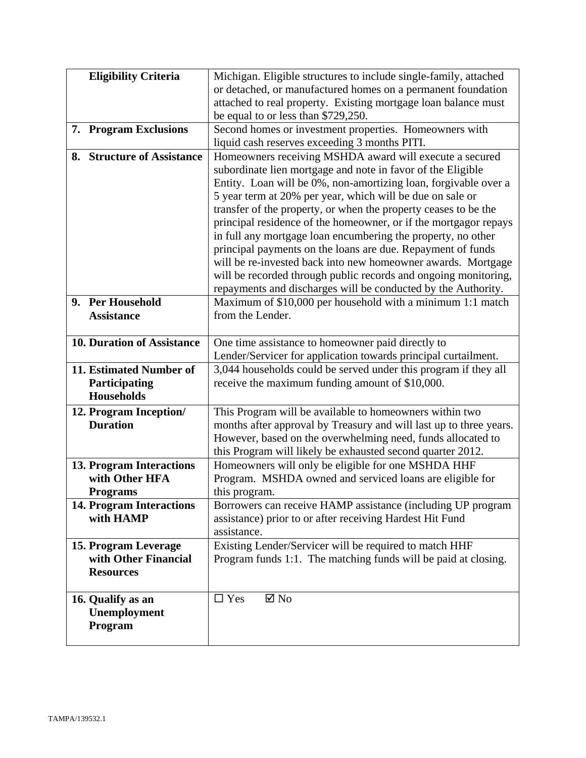| Eligibility Criteria | Michigan. Eligible structures to include single-family, attached or detached, or manufactured homes on a permanent foundation attached to real property. Existing mortgage loan balance must be equal to or less than $729,250. |
|---|---|
| **7. Program Exclusions** | Second homes or investment properties. Homeowners with liquid cash reserves exceeding 3 months PITI. |
| **8. Structure of Assistance** | Homeowners receiving MSHDA award will execute a secured subordinate lien mortgage and note in favor of the Eligible Entity. Loan will be 0%, non-amortizing loan, forgivable over a 5 year term at 20% per year, which will be due on sale or transfer of the property, or when the property ceases to be the principal residence of the homeowner, or if the mortgagor repays in full any mortgage loan encumbering the property, no other principal payments on the loans are due. Repayment of funds will be re-invested back into new homeowner awards. Mortgage will be recorded through public records and ongoing monitoring, repayments and discharges will be conducted by the Authority. |
| **9. Per Household Assistance** | Maximum of $10,000 per household with a minimum 1:1 match from the Lender. |
| **10. Duration of Assistance** | One time assistance to homeowner paid directly to Lender/Servicer for application towards principal curtailment. |
| **11. Estimated Number of Participating Households** | 3,044 households could be served under this program if they all receive the maximum funding amount of $10,000. |
| **12. Program Inception/ Duration** | This Program will be available to homeowners within two months after approval by Treasury and will last up to three years. However, based on the overwhelming need, funds allocated to this Program will likely be exhausted second quarter 2012. |
| **13. Program Interactions with Other HFA Programs** | Homeowners will only be eligible for one MSHDA HHF Program. MSHDA owned and serviced loans are eligible for this program. |
| **14. Program Interactions with HAMP** | Borrowers can receive HAMP assistance (including UP program assistance) prior to or after receiving Hardest Hit Fund assistance. |
| **15. Program Leverage with Other Financial Resources** | Existing Lender/Servicer will be required to match HHF Program funds 1:1. The matching funds will be paid at closing. |
| **16. Qualify as an Unemployment Program** | ☐ Yes ☑ No |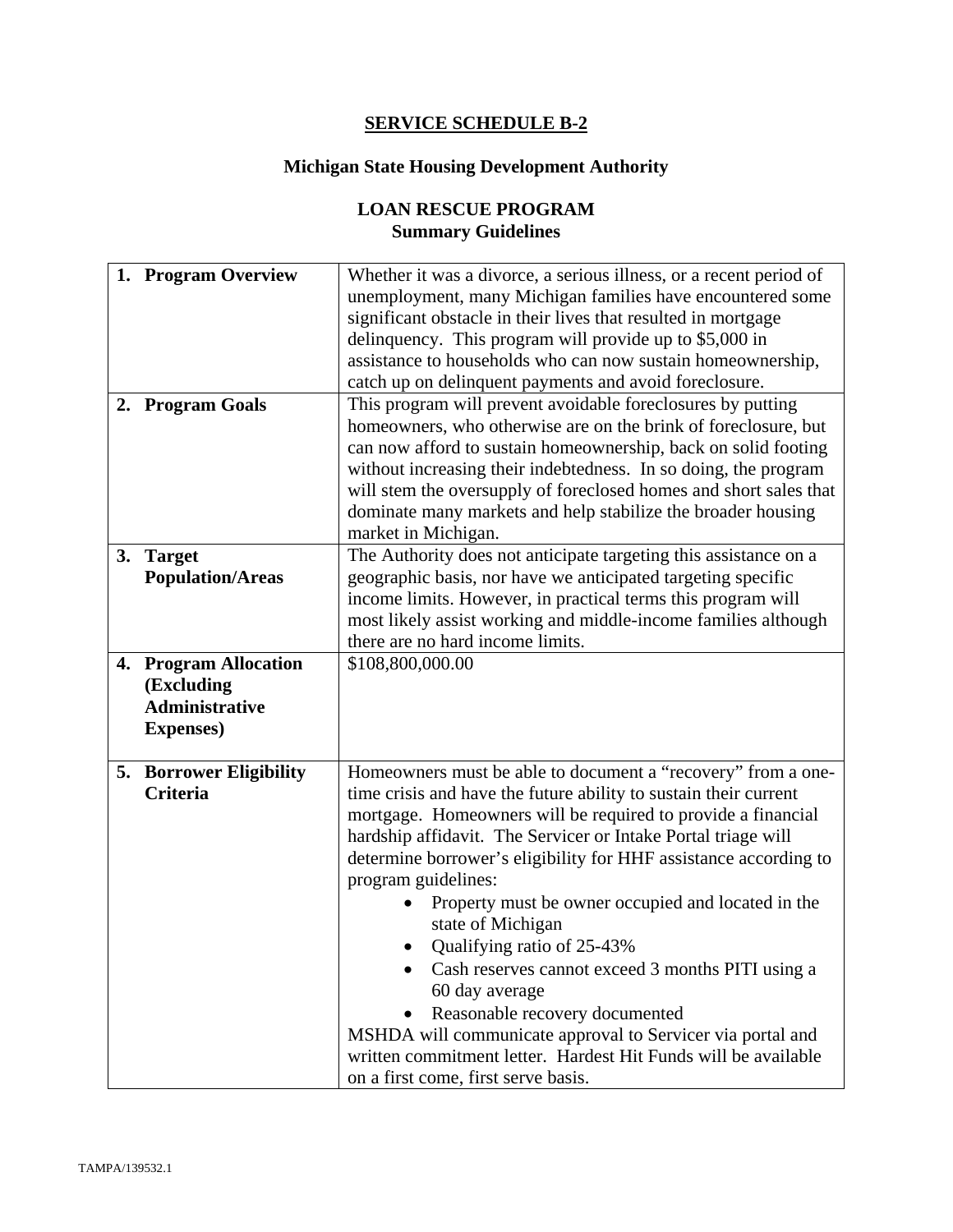# SERVICE SCHEDULE B-2

## Michigan State Housing Development Authority

## LOAN RESCUE PROGRAM
### Summary Guidelines

| | |
|---|---|
| **1. Program Overview** | Whether it was a divorce, a serious illness, or a recent period of unemployment, many Michigan families have encountered some significant obstacle in their lives that resulted in mortgage delinquency. This program will provide up to $5,000 in assistance to households who can now sustain homeownership, catch up on delinquent payments and avoid foreclosure. |
| **2. Program Goals** | This program will prevent avoidable foreclosures by putting homeowners, who otherwise are on the brink of foreclosure, but can now afford to sustain homeownership, back on solid footing without increasing their indebtedness. In so doing, the program will stem the oversupply of foreclosed homes and short sales that dominate many markets and help stabilize the broader housing market in Michigan. |
| **3. Target Population/Areas** | The Authority does not anticipate targeting this assistance on a geographic basis, nor have we anticipated targeting specific income limits. However, in practical terms this program will most likely assist working and middle-income families although there are no hard income limits. |
| **4. Program Allocation (Excluding Administrative Expenses)** | $108,800,000.00 |
| **5. Borrower Eligibility Criteria** | Homeowners must be able to document a "recovery" from a one-time crisis and have the future ability to sustain their current mortgage. Homeowners will be required to provide a financial hardship affidavit. The Servicer or Intake Portal triage will determine borrower's eligibility for HHF assistance according to program guidelines:<br>• Property must be owner occupied and located in the state of Michigan<br>• Qualifying ratio of 25-43%<br>• Cash reserves cannot exceed 3 months PITI using a 60 day average<br>• Reasonable recovery documented<br>MSHDA will communicate approval to Servicer via portal and written commitment letter. Hardest Hit Funds will be available on a first come, first serve basis. |

TAMPA/139532.1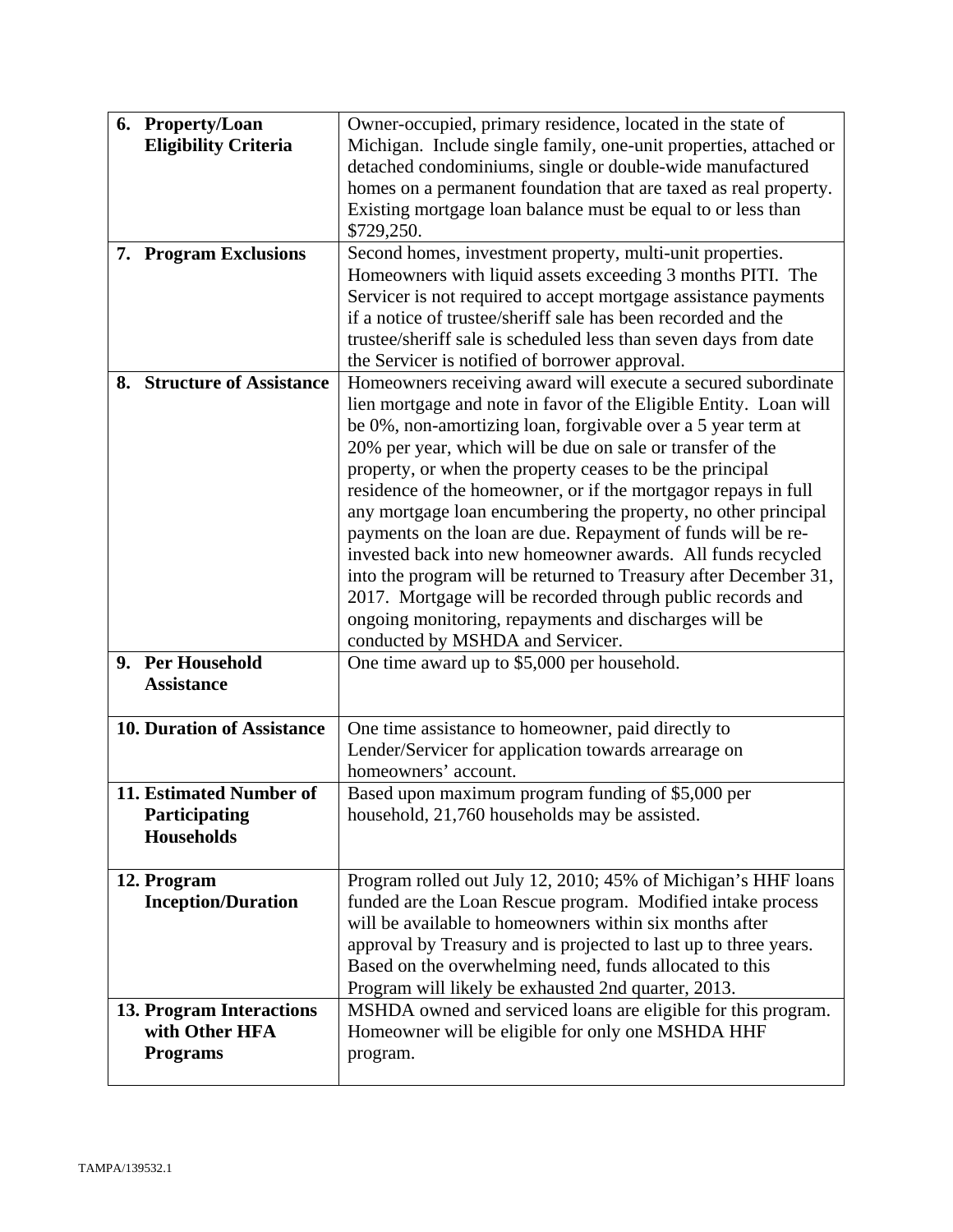| | |
|---|---|
| **6. Property/Loan Eligibility Criteria** | Owner-occupied, primary residence, located in the state of Michigan. Include single family, one-unit properties, attached or detached condominiums, single or double-wide manufactured homes on a permanent foundation that are taxed as real property. Existing mortgage loan balance must be equal to or less than $729,250. |
| **7. Program Exclusions** | Second homes, investment property, multi-unit properties. Homeowners with liquid assets exceeding 3 months PITI. The Servicer is not required to accept mortgage assistance payments if a notice of trustee/sheriff sale has been recorded and the trustee/sheriff sale is scheduled less than seven days from date the Servicer is notified of borrower approval. |
| **8. Structure of Assistance** | Homeowners receiving award will execute a secured subordinate lien mortgage and note in favor of the Eligible Entity. Loan will be 0%, non-amortizing loan, forgivable over a 5 year term at 20% per year, which will be due on sale or transfer of the property, or when the property ceases to be the principal residence of the homeowner, or if the mortgagor repays in full any mortgage loan encumbering the property, no other principal payments on the loan are due. Repayment of funds will be re-invested back into new homeowner awards. All funds recycled into the program will be returned to Treasury after December 31, 2017. Mortgage will be recorded through public records and ongoing monitoring, repayments and discharges will be conducted by MSHDA and Servicer. |
| **9. Per Household Assistance** | One time award up to $5,000 per household. |
| **10. Duration of Assistance** | One time assistance to homeowner, paid directly to Lender/Servicer for application towards arrearage on homeowners' account. |
| **11. Estimated Number of Participating Households** | Based upon maximum program funding of $5,000 per household, 21,760 households may be assisted. |
| **12. Program Inception/Duration** | Program rolled out July 12, 2010; 45% of Michigan's HHF loans funded are the Loan Rescue program. Modified intake process will be available to homeowners within six months after approval by Treasury and is projected to last up to three years. Based on the overwhelming need, funds allocated to this Program will likely be exhausted 2nd quarter, 2013. |
| **13. Program Interactions with Other HFA Programs** | MSHDA owned and serviced loans are eligible for this program. Homeowner will be eligible for only one MSHDA HHF program. |

TAMPA/139532.1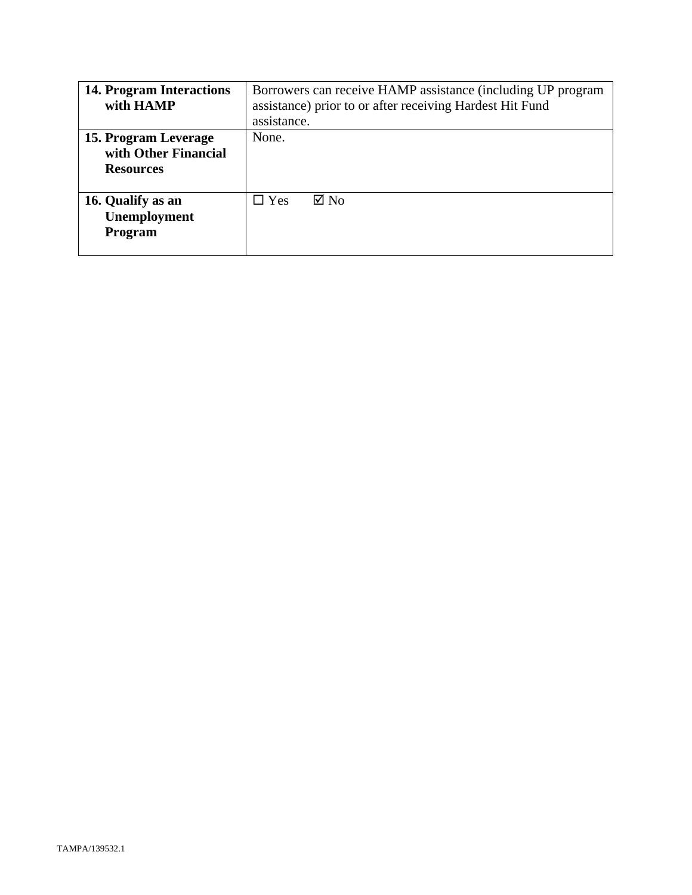| | |
|---|---|
| **14. Program Interactions with HAMP** | Borrowers can receive HAMP assistance (including UP program assistance) prior to or after receiving Hardest Hit Fund assistance. |
| **15. Program Leverage with Other Financial Resources** | None. |
| **16. Qualify as an Unemployment Program** | ☐ Yes ☑ No |

TAMPA/139532.1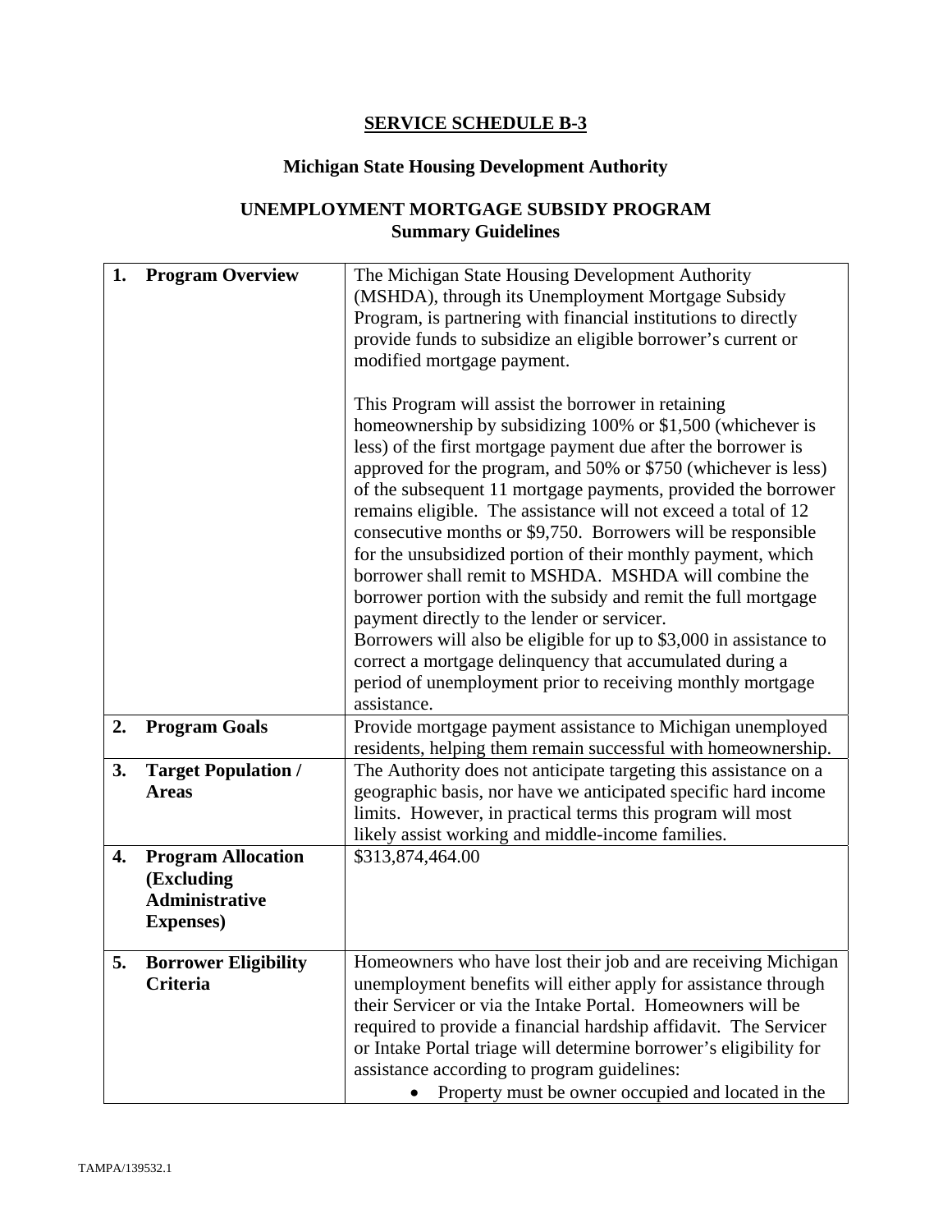# SERVICE SCHEDULE B-3

## Michigan State Housing Development Authority

## UNEMPLOYMENT MORTGAGE SUBSIDY PROGRAM
## Summary Guidelines

| | |
|---|---|
| **1. Program Overview** | The Michigan State Housing Development Authority (MSHDA), through its Unemployment Mortgage Subsidy Program, is partnering with financial institutions to directly provide funds to subsidize an eligible borrower's current or modified mortgage payment.<br><br>This Program will assist the borrower in retaining homeownership by subsidizing 100% or $1,500 (whichever is less) of the first mortgage payment due after the borrower is approved for the program, and 50% or $750 (whichever is less) of the subsequent 11 mortgage payments, provided the borrower remains eligible. The assistance will not exceed a total of 12 consecutive months or $9,750. Borrowers will be responsible for the unsubsidized portion of their monthly payment, which borrower shall remit to MSHDA. MSHDA will combine the borrower portion with the subsidy and remit the full mortgage payment directly to the lender or servicer.<br>Borrowers will also be eligible for up to $3,000 in assistance to correct a mortgage delinquency that accumulated during a period of unemployment prior to receiving monthly mortgage assistance. |
| **2. Program Goals** | Provide mortgage payment assistance to Michigan unemployed residents, helping them remain successful with homeownership. |
| **3. Target Population / Areas** | The Authority does not anticipate targeting this assistance on a geographic basis, nor have we anticipated specific hard income limits. However, in practical terms this program will most likely assist working and middle-income families. |
| **4. Program Allocation (Excluding Administrative Expenses)** | $313,874,464.00 |
| **5. Borrower Eligibility Criteria** | Homeowners who have lost their job and are receiving Michigan unemployment benefits will either apply for assistance through their Servicer or via the Intake Portal. Homeowners will be required to provide a financial hardship affidavit. The Servicer or Intake Portal triage will determine borrower's eligibility for assistance according to program guidelines:<br>• Property must be owner occupied and located in the |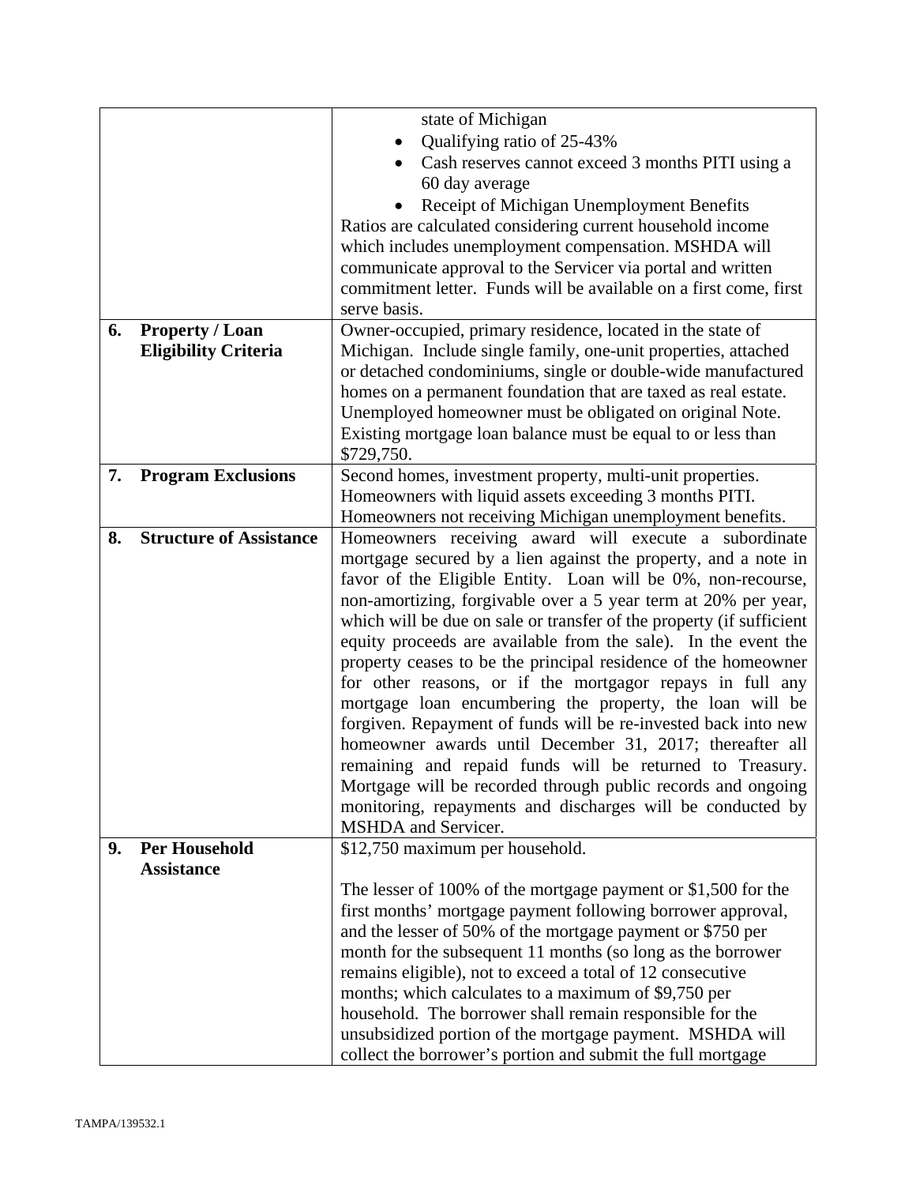| | |
|---|---|
| | state of Michigan<br>• Qualifying ratio of 25-43%<br>• Cash reserves cannot exceed 3 months PITI using a 60 day average<br>• Receipt of Michigan Unemployment Benefits<br>Ratios are calculated considering current household income which includes unemployment compensation. MSHDA will communicate approval to the Servicer via portal and written commitment letter. Funds will be available on a first come, first serve basis. |
| **6. Property / Loan Eligibility Criteria** | Owner-occupied, primary residence, located in the state of Michigan. Include single family, one-unit properties, attached or detached condominiums, single or double-wide manufactured homes on a permanent foundation that are taxed as real estate. Unemployed homeowner must be obligated on original Note. Existing mortgage loan balance must be equal to or less than $729,750. |
| **7. Program Exclusions** | Second homes, investment property, multi-unit properties. Homeowners with liquid assets exceeding 3 months PITI. Homeowners not receiving Michigan unemployment benefits. |
| **8. Structure of Assistance** | Homeowners receiving award will execute a subordinate mortgage secured by a lien against the property, and a note in favor of the Eligible Entity. Loan will be 0%, non-recourse, non-amortizing, forgivable over a 5 year term at 20% per year, which will be due on sale or transfer of the property (if sufficient equity proceeds are available from the sale). In the event the property ceases to be the principal residence of the homeowner for other reasons, or if the mortgagor repays in full any mortgage loan encumbering the property, the loan will be forgiven. Repayment of funds will be re-invested back into new homeowner awards until December 31, 2017; thereafter all remaining and repaid funds will be returned to Treasury. Mortgage will be recorded through public records and ongoing monitoring, repayments and discharges will be conducted by MSHDA and Servicer. |
| **9. Per Household Assistance** | $12,750 maximum per household.<br><br>The lesser of 100% of the mortgage payment or $1,500 for the first months' mortgage payment following borrower approval, and the lesser of 50% of the mortgage payment or $750 per month for the subsequent 11 months (so long as the borrower remains eligible), not to exceed a total of 12 consecutive months; which calculates to a maximum of $9,750 per household. The borrower shall remain responsible for the unsubsidized portion of the mortgage payment. MSHDA will collect the borrower's portion and submit the full mortgage |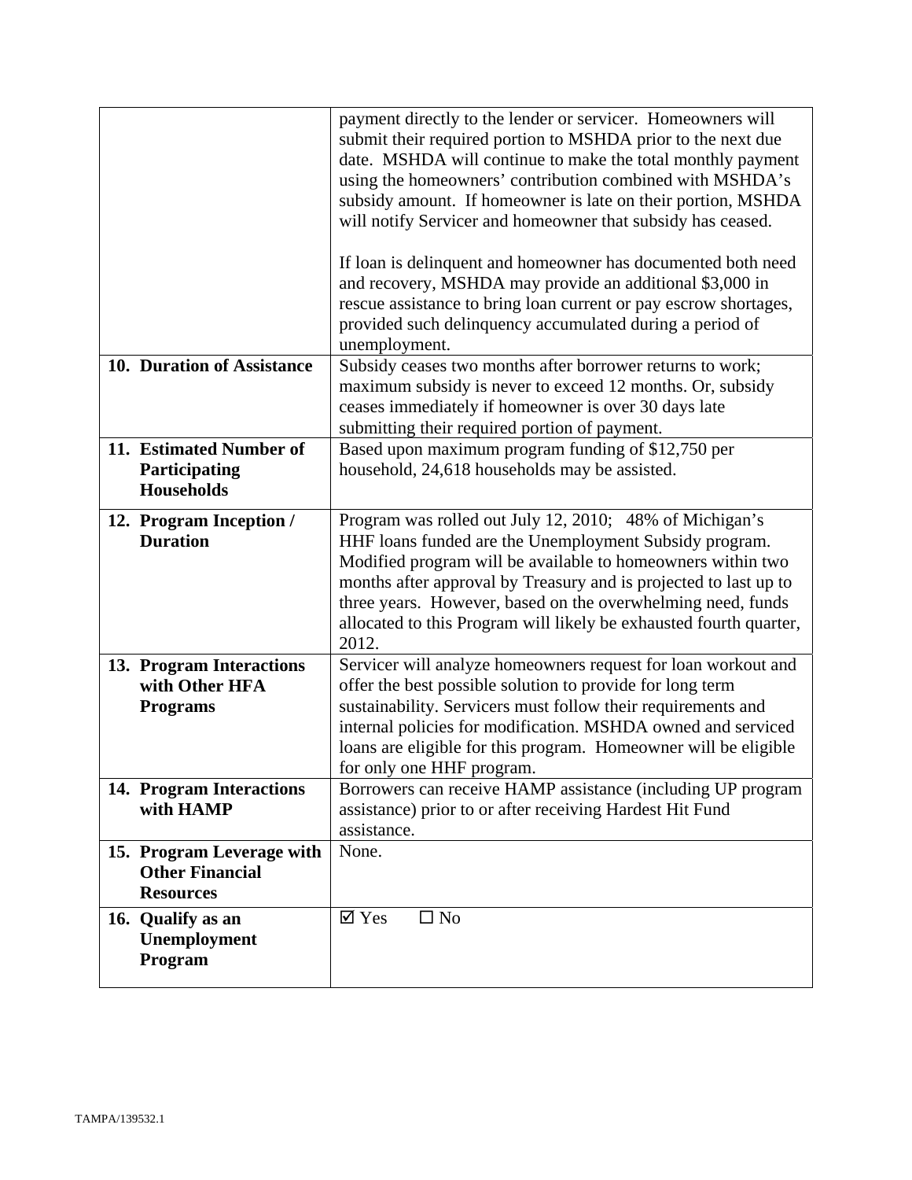| | |
|---|---|
| | payment directly to the lender or servicer. Homeowners will submit their required portion to MSHDA prior to the next due date. MSHDA will continue to make the total monthly payment using the homeowners' contribution combined with MSHDA's subsidy amount. If homeowner is late on their portion, MSHDA will notify Servicer and homeowner that subsidy has ceased.<br><br>If loan is delinquent and homeowner has documented both need and recovery, MSHDA may provide an additional $3,000 in rescue assistance to bring loan current or pay escrow shortages, provided such delinquency accumulated during a period of unemployment. |
| **10. Duration of Assistance** | Subsidy ceases two months after borrower returns to work; maximum subsidy is never to exceed 12 months. Or, subsidy ceases immediately if homeowner is over 30 days late submitting their required portion of payment. |
| **11. Estimated Number of Participating Households** | Based upon maximum program funding of $12,750 per household, 24,618 households may be assisted. |
| **12. Program Inception / Duration** | Program was rolled out July 12, 2010; 48% of Michigan's HHF loans funded are the Unemployment Subsidy program. Modified program will be available to homeowners within two months after approval by Treasury and is projected to last up to three years. However, based on the overwhelming need, funds allocated to this Program will likely be exhausted fourth quarter, 2012. |
| **13. Program Interactions with Other HFA Programs** | Servicer will analyze homeowners request for loan workout and offer the best possible solution to provide for long term sustainability. Servicers must follow their requirements and internal policies for modification. MSHDA owned and serviced loans are eligible for this program. Homeowner will be eligible for only one HHF program. |
| **14. Program Interactions with HAMP** | Borrowers can receive HAMP assistance (including UP program assistance) prior to or after receiving Hardest Hit Fund assistance. |
| **15. Program Leverage with Other Financial Resources** | None. |
| **16. Qualify as an Unemployment Program** | ☑ Yes ☐ No |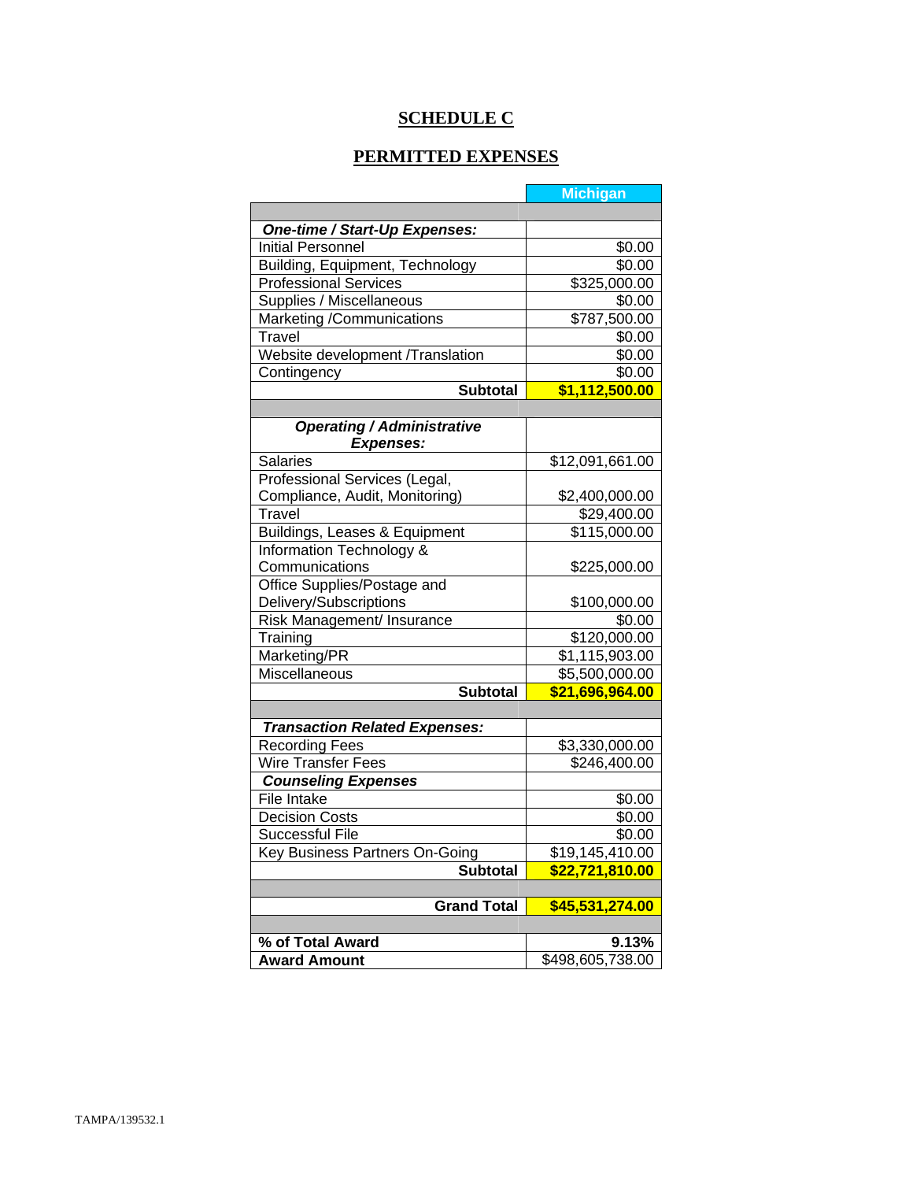## SCHEDULE C

## PERMITTED EXPENSES

| | Michigan |
|---|---|
| | |
| ***One-time / Start-Up Expenses:*** | |
| Initial Personnel | $0.00 |
| Building, Equipment, Technology | $0.00 |
| Professional Services | $325,000.00 |
| Supplies / Miscellaneous | $0.00 |
| Marketing /Communications | $787,500.00 |
| Travel | $0.00 |
| Website development /Translation | $0.00 |
| Contingency | $0.00 |
| **Subtotal** | **$1,112,500.00** |
| | |
| ***Operating / Administrative Expenses:*** | |
| Salaries | $12,091,661.00 |
| Professional Services (Legal, Compliance, Audit, Monitoring) | $2,400,000.00 |
| Travel | $29,400.00 |
| Buildings, Leases & Equipment | $115,000.00 |
| Information Technology & Communications | $225,000.00 |
| Office Supplies/Postage and Delivery/Subscriptions | $100,000.00 |
| Risk Management/ Insurance | $0.00 |
| Training | $120,000.00 |
| Marketing/PR | $1,115,903.00 |
| Miscellaneous | $5,500,000.00 |
| **Subtotal** | **$21,696,964.00** |
| | |
| ***Transaction Related Expenses:*** | |
| Recording Fees | $3,330,000.00 |
| Wire Transfer Fees | $246,400.00 |
| ***Counseling Expenses*** | |
| File Intake | $0.00 |
| Decision Costs | $0.00 |
| Successful File | $0.00 |
| Key Business Partners On-Going | $19,145,410.00 |
| **Subtotal** | **$22,721,810.00** |
| | |
| **Grand Total** | **$45,531,274.00** |
| | |
| **% of Total Award** | **9.13%** |
| **Award Amount** | $498,605,738.00 |

TAMPA/139532.1